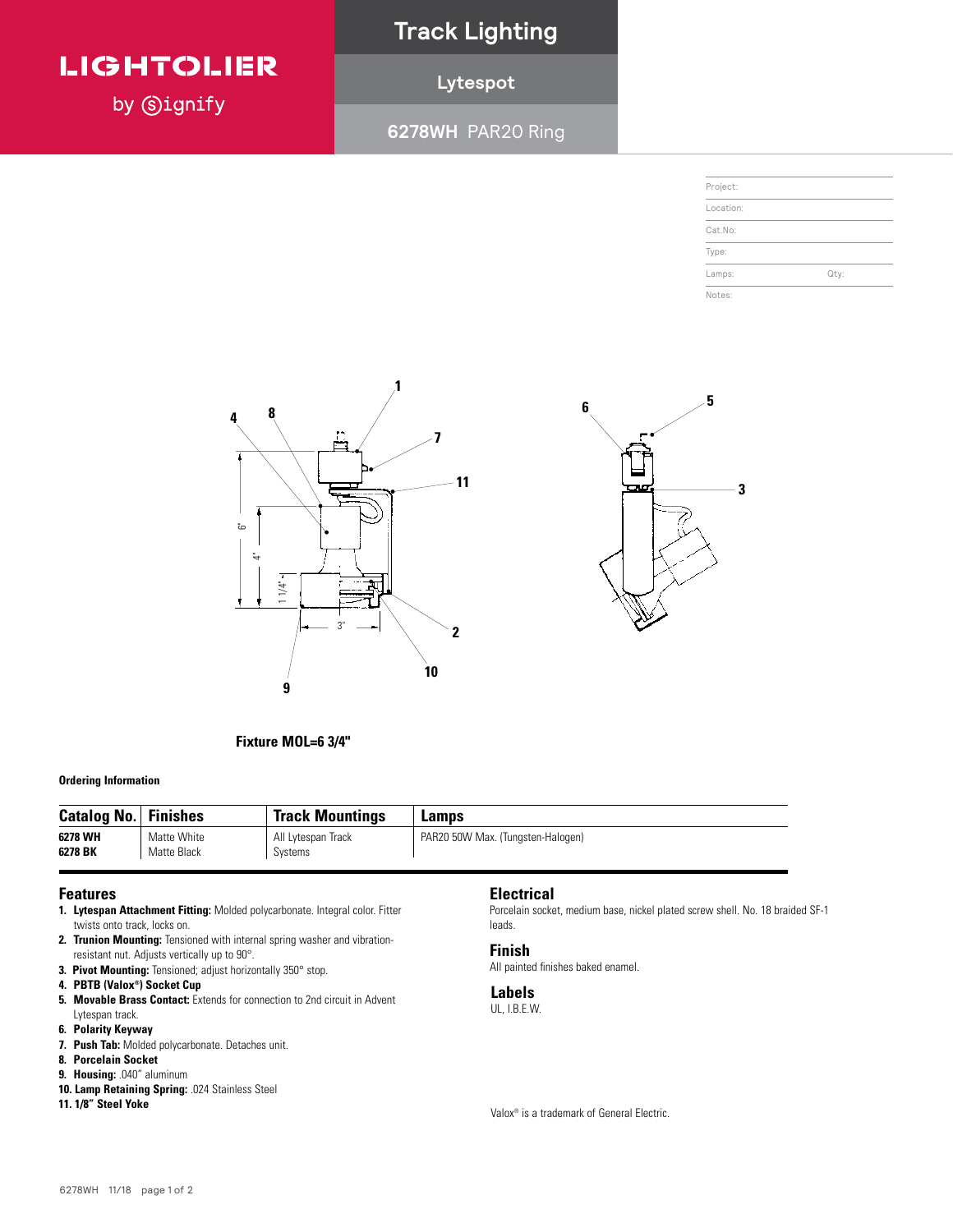# LIGHTOLIER by Signify

## Track Lighting

### Lytespot

### 6278WH PAR20 Ring

| Project: | |
|---|---|
| Location: | |
| Cat.No: | |
| Type: | |
| Lamps: | Qty: |
| Notes: | |

Fixture MOL=6 3/4"

**Ordering Information**

| Catalog No. | Finishes | Track Mountings | Lamps |
|---|---|---|---|
| **6278 WH** | Matte White | All Lytespan Track Systems | PAR20 50W Max. (Tungsten-Halogen) |
| **6278 BK** | Matte Black | | |

## Features

1. **Lytespan Attachment Fitting:** Molded polycarbonate. Integral color. Fitter twists onto track, locks on.
2. **Trunion Mounting:** Tensioned with internal spring washer and vibration-resistant nut. Adjusts vertically up to 90°.
3. **Pivot Mounting:** Tensioned; adjust horizontally 350° stop.
4. **PBTB (Valox®) Socket Cup**
5. **Movable Brass Contact:** Extends for connection to 2nd circuit in Advent Lytespan track.
6. **Polarity Keyway**
7. **Push Tab:** Molded polycarbonate. Detaches unit.
8. **Porcelain Socket**
9. **Housing:** .040" aluminum
10. **Lamp Retaining Spring:** .024 Stainless Steel
11. **1/8" Steel Yoke**

## Electrical

Porcelain socket, medium base, nickel plated screw shell. No. 18 braided SF-1 leads.

## Finish

All painted finishes baked enamel.

## Labels

UL, I.B.E.W.

Valox® is a trademark of General Electric.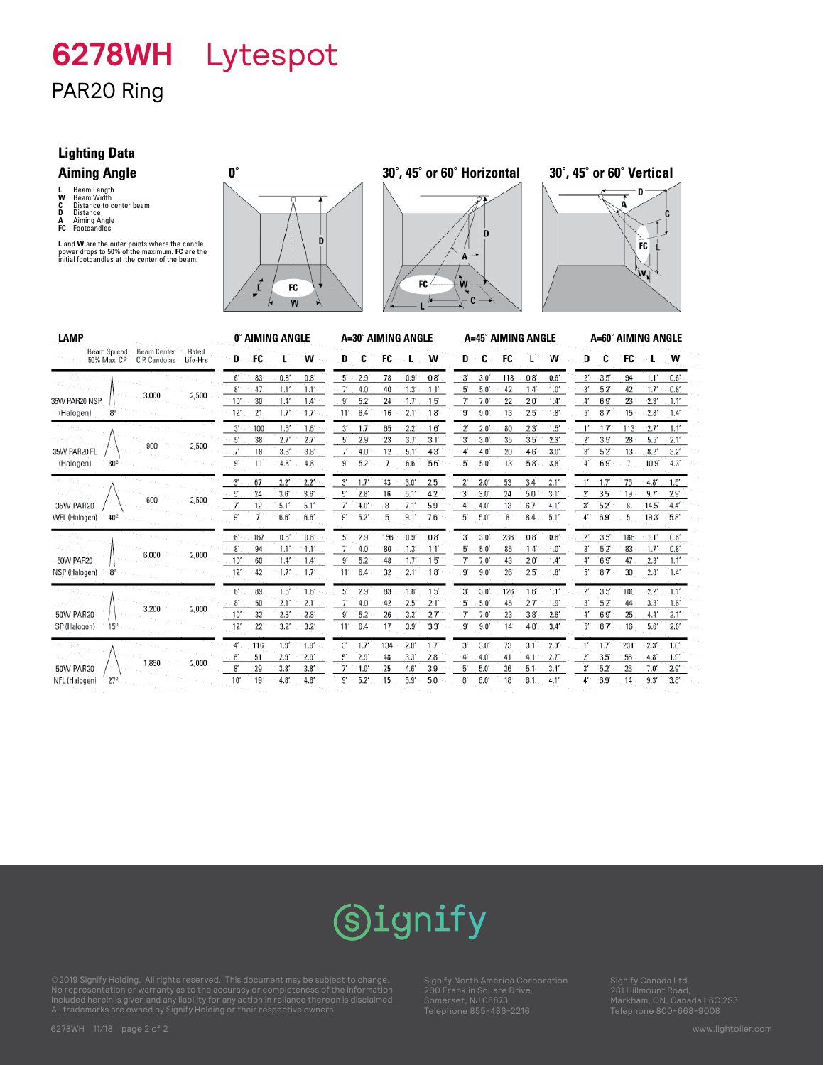# 6278WH Lytespot

## PAR20 Ring

### Lighting Data

### Aiming Angle

**L** Beam Length
**W** Beam Width
**C** Distance to center beam
**D** Distance
**A** Aiming Angle
**FC** Footcandles

**L** and **W** are the outer points where the candle power drops to 50% of the maximum. **FC** are the initial footcandles at the center of the beam.

0°

30°, 45° or 60° Horizontal

30°, 45° or 60° Vertical

| LAMP | Beam Spread 50% Max. CP | Beam Center C.P. Candelas | Rated Life-Hrs | 0° AIMING ANGLE D | FC | L | W | A=30° AIMING ANGLE D | C | FC | L | W | A=45° AIMING ANGLE D | C | FC | L | W | A=60° AIMING ANGLE D | C | FC | L | W |
|---|---|---|---|---|---|---|---|---|---|---|---|---|---|---|---|---|---|---|---|---|---|---|
| 35W PAR20 NSP (Halogen) | 8° | 3,000 | 2,500 | 6' | 83 | 0.8' | 0.8' | 5' | 2.9' | 78 | 0.9' | 0.8' | 3' | 3.0' | 118 | 0.8' | 0.6' | 2' | 3.5' | 94 | 1.1' | 0.6' |
| | | | | 8' | 47 | 1.1' | 1.1' | 7' | 4.0' | 40 | 1.3' | 1.1' | 5' | 5.0' | 42 | 1.4' | 1.0' | 3' | 5.2' | 42 | 1.7' | 0.8' |
| | | | | 10' | 30 | 1.4' | 1.4' | 9' | 5.2' | 24 | 1.7' | 1.5' | 7' | 7.0' | 22 | 2.0' | 1.4' | 4' | 6.9' | 23 | 2.3' | 1.1' |
| | | | | 12' | 21 | 1.7' | 1.7' | 11' | 6.4' | 16 | 2.1' | 1.8' | 9' | 9.0' | 13 | 2.5' | 1.8' | 5' | 8.7' | 15 | 2.8' | 1.4' |
| 35W PAR20 FL (Halogen) | 30° | 900 | 2,500 | 3' | 100 | 1.6' | 1.6' | 3' | 1.7' | 65 | 2.2' | 1.6' | 2' | 2.0' | 80 | 2.3' | 1.5' | 1' | 1.7' | 113 | 2.7' | 1.1' |
| | | | | 5' | 38 | 2.7' | 2.7' | 5' | 2.9' | 23 | 3.7' | 3.1' | 3' | 3.0' | 35 | 3.5' | 2.3' | 2' | 3.5' | 28 | 5.5' | 2.1' |
| | | | | 7' | 18 | 3.8' | 3.8' | 7' | 4.0' | 12 | 5.1' | 4.3' | 4' | 4.0' | 20 | 4.6' | 3.0' | 3' | 5.2' | 13 | 8.2' | 3.2' |
| | | | | 9' | 11 | 4.8' | 4.8' | 9' | 5.2' | 7 | 6.6' | 5.6' | 5' | 5.0' | 13 | 5.8' | 3.8' | 4' | 6.9' | 7 | 10.9' | 4.3' |
| 35W PAR20 WFL (Halogen) | 40° | 600 | 2,500 | 3' | 67 | 2.2' | 2.2' | 3' | 1.7' | 43 | 3.0' | 2.5' | 2' | 2.0' | 53 | 3.4' | 2.1' | 1' | 1.7' | 75 | 4.8' | 1.5' |
| | | | | 5' | 24 | 3.6' | 3.6' | 5' | 2.8' | 16 | 5.1' | 4.2' | 3' | 3.0' | 24 | 5.0' | 3.1' | 2' | 3.5' | 19 | 9.7' | 2.9' |
| | | | | 7' | 12 | 5.1' | 5.1' | 7' | 4.0' | 8 | 7.1' | 5.9' | 4' | 4.0' | 13 | 6.7' | 4.1' | 3' | 5.2' | 8 | 14.5' | 4.4' |
| | | | | 9' | 7 | 6.6' | 6.6' | 9' | 5.2' | 5 | 9.1' | 7.6' | 5' | 5.0' | 8 | 8.4' | 5.1' | 4' | 6.9' | 5 | 19.3' | 5.8' |
| 50W PAR20 NSP (Halogen) | 8° | 6,000 | 2,000 | 6' | 167 | 0.8' | 0.8' | 5' | 2.9' | 156 | 0.9' | 0.8' | 3' | 3.0' | 236 | 0.8' | 0.6' | 2' | 3.5' | 188 | 1.1' | 0.6' |
| | | | | 8' | 94 | 1.1' | 1.1' | 7' | 4.0' | 80 | 1.3' | 1.1' | 5' | 5.0' | 85 | 1.4' | 1.0' | 3' | 5.2' | 83 | 1.7' | 0.8' |
| | | | | 10' | 60 | 1.4' | 1.4' | 9' | 5.2' | 48 | 1.7' | 1.5' | 7' | 7.0' | 43 | 2.0' | 1.4' | 4' | 6.9' | 47 | 2.3' | 1.1' |
| | | | | 12' | 42 | 1.7' | 1.7' | 11' | 6.4' | 32 | 2.1' | 1.8' | 9' | 9.0' | 26 | 2.5' | 1.8' | 5' | 8.7' | 30 | 2.8' | 1.4' |
| 50W PAR20 SP (Halogen) | 15° | 3,200 | 2,000 | 6' | 89 | 1.6' | 1.6' | 5' | 2.9' | 83 | 1.8' | 1.5' | 3' | 3.0' | 126 | 1.6' | 1.1' | 2' | 3.5' | 100 | 2.2' | 1.1' |
| | | | | 8' | 50 | 2.1' | 2.1' | 7' | 4.0' | 42 | 2.5' | 2.1' | 5' | 5.0' | 45 | 2.7' | 1.9' | 3' | 5.2' | 44 | 3.3' | 1.6' |
| | | | | 10' | 32 | 2.8' | 2.8' | 9' | 5.2' | 26 | 3.2' | 2.7' | 7' | 7.0' | 23 | 3.8' | 2.6' | 4' | 6.9' | 25 | 4.4' | 2.1' |
| | | | | 12' | 22 | 3.2' | 3.2' | 11' | 6.4' | 17 | 3.9' | 3.3' | 9' | 9.0' | 14 | 4.8' | 3.4' | 5' | 8.7' | 16 | 5.6' | 2.6' |
| 50W PAR20 NFL (Halogen) | 27° | 1,850 | 2,000 | 4' | 116 | 1.9' | 1.9' | 3' | 1.7' | 134 | 2.0' | 1.7' | 3' | 3.0' | 73 | 3.1' | 2.0' | 1' | 1.7' | 231 | 2.3' | 1.0' |
| | | | | 6' | 51 | 2.9' | 2.9' | 5' | 2.9' | 48 | 3.3' | 2.8' | 4' | 4.0' | 41 | 4.1' | 2.7' | 2' | 3.5' | 58 | 4.8' | 1.9' |
| | | | | 8' | 29 | 3.8' | 3.8' | 7' | 4.0' | 25 | 4.6' | 3.9' | 5' | 5.0' | 26 | 5.1' | 3.4' | 3' | 5.2' | 26 | 7.0' | 2.9' |
| | | | | 10' | 19 | 4.8' | 4.8' | 9' | 5.2' | 15 | 5.9' | 5.0' | 6' | 6.0' | 18 | 6.1' | 4.1' | 4' | 6.9' | 14 | 9.3' | 3.8' |

signify

© 2019 Signify Holding. All rights reserved. This document may be subject to change. No representation or warranty as to the accuracy or completeness of the information included herein is given and any liability for any action in reliance thereon is disclaimed. All trademarks are owned by Signify Holding or their respective owners.

Signify North America Corporation
200 Franklin Square Drive,
Somerset, NJ 08873
Telephone 855-486-2216

Signify Canada Ltd.
281 Hillmount Road,
Markham, ON, Canada L6C 2S3
Telephone 800-668-9008

www.lightoller.com